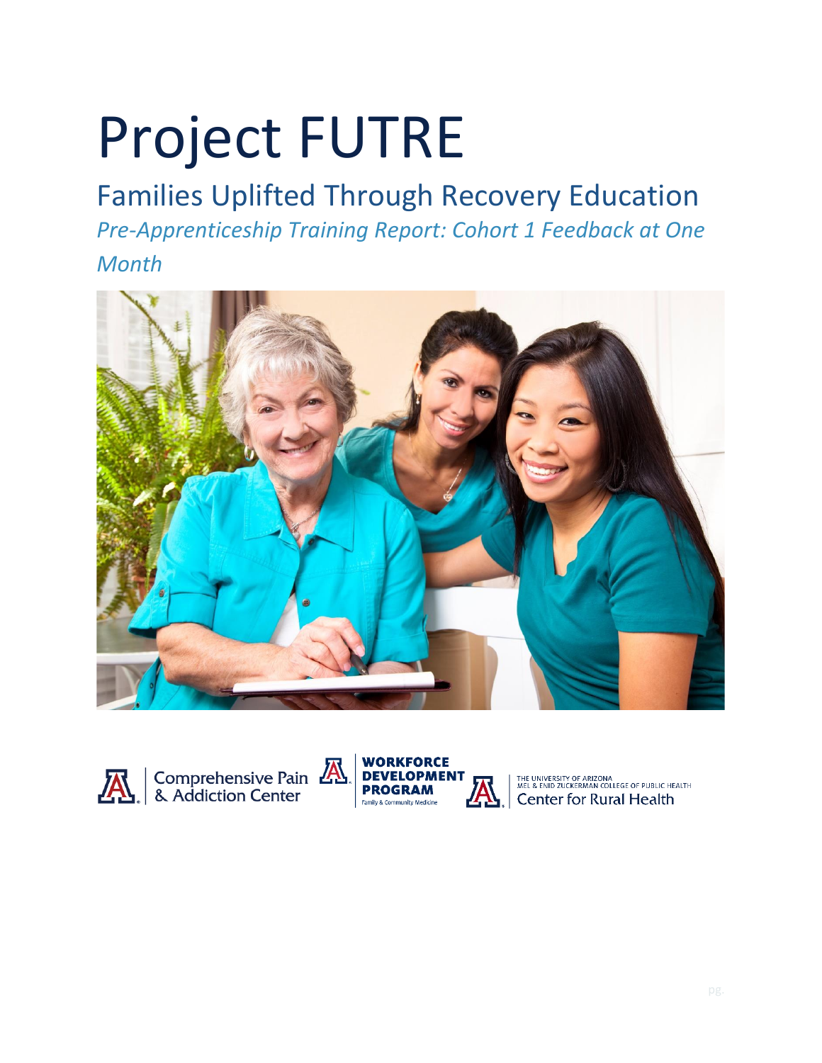# Project FUTRE

## Families Uplifted Through Recovery Education

*Pre-Apprenticeship Training Report: Cohort 1 Feedback at One Month*

Comprehensive Pain & Addiction Center

WORKFORCE DEVELOPMENT PROGRAM
Family & Community Medicine

THE UNIVERSITY OF ARIZONA
MEL & ENID ZUCKERMAN COLLEGE OF PUBLIC HEALTH
Center for Rural Health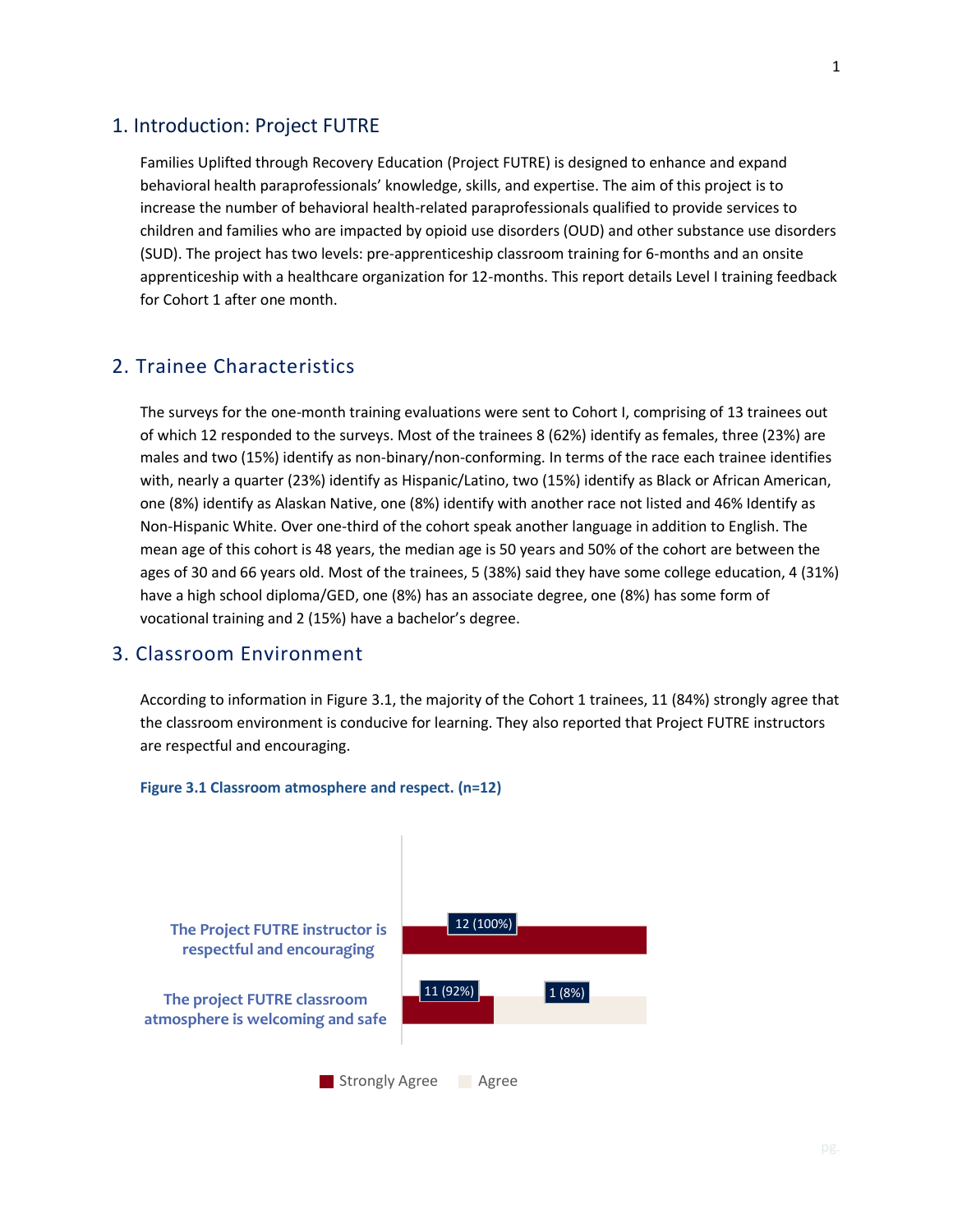## 1. Introduction: Project FUTRE

Families Uplifted through Recovery Education (Project FUTRE) is designed to enhance and expand behavioral health paraprofessionals' knowledge, skills, and expertise. The aim of this project is to increase the number of behavioral health-related paraprofessionals qualified to provide services to children and families who are impacted by opioid use disorders (OUD) and other substance use disorders (SUD). The project has two levels: pre-apprenticeship classroom training for 6-months and an onsite apprenticeship with a healthcare organization for 12-months. This report details Level I training feedback for Cohort 1 after one month.

## 2. Trainee Characteristics

The surveys for the one-month training evaluations were sent to Cohort I, comprising of 13 trainees out of which 12 responded to the surveys. Most of the trainees 8 (62%) identify as females, three (23%) are males and two (15%) identify as non-binary/non-conforming. In terms of the race each trainee identifies with, nearly a quarter (23%) identify as Hispanic/Latino, two (15%) identify as Black or African American, one (8%) identify as Alaskan Native, one (8%) identify with another race not listed and 46% Identify as Non-Hispanic White. Over one-third of the cohort speak another language in addition to English. The mean age of this cohort is 48 years, the median age is 50 years and 50% of the cohort are between the ages of 30 and 66 years old. Most of the trainees, 5 (38%) said they have some college education, 4 (31%) have a high school diploma/GED, one (8%) has an associate degree, one (8%) has some form of vocational training and 2 (15%) have a bachelor's degree.

## 3. Classroom Environment

According to information in Figure 3.1, the majority of the Cohort 1 trainees, 11 (84%) strongly agree that the classroom environment is conducive for learning. They also reported that Project FUTRE instructors are respectful and encouraging.

**Figure 3.1 Classroom atmosphere and respect. (n=12)**

| | Strongly Agree | Agree |
|---|---|---|
| The Project FUTRE instructor is respectful and encouraging | 12 (100%) | |
| The project FUTRE classroom atmosphere is welcoming and safe | 11 (92%) | 1 (8%) |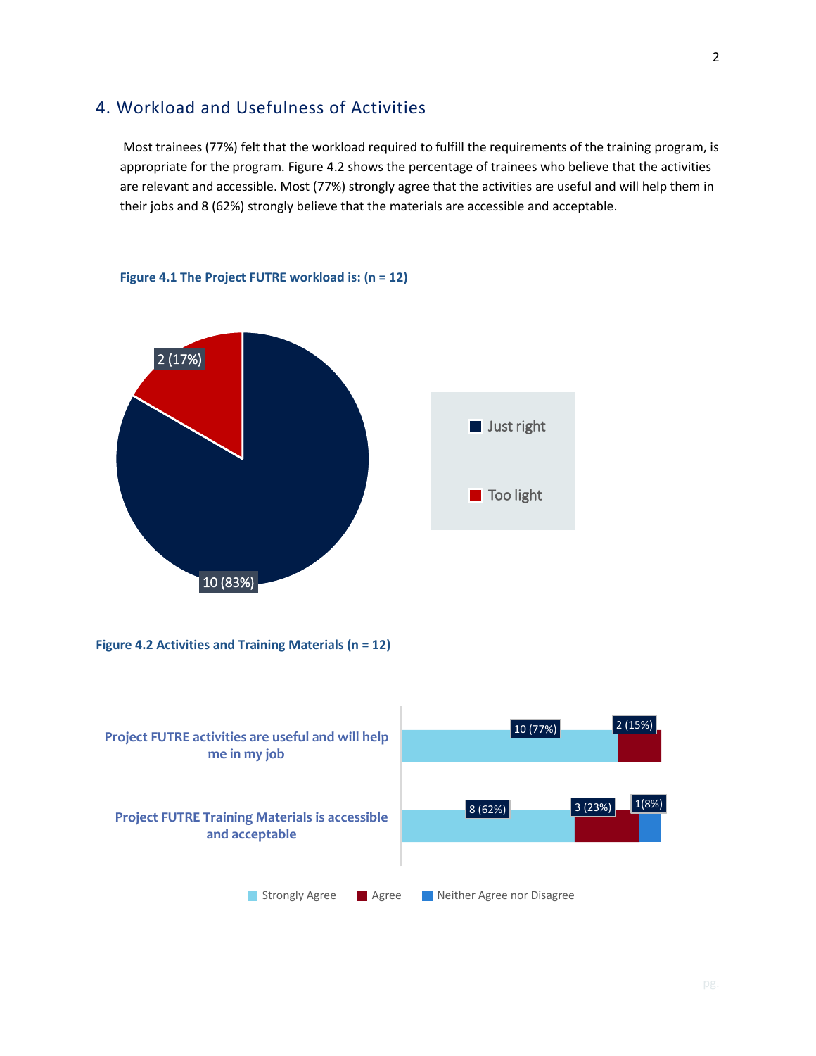## 4. Workload and Usefulness of Activities

Most trainees (77%) felt that the workload required to fulfill the requirements of the training program, is appropriate for the program. Figure 4.2 shows the percentage of trainees who believe that the activities are relevant and accessible. Most (77%) strongly agree that the activities are useful and will help them in their jobs and 8 (62%) strongly believe that the materials are accessible and acceptable.

**Figure 4.1 The Project FUTRE workload is: (n = 12)**

| Response | Count (%) |
|---|---|
| Just right | 10 (83%) |
| Too light | 2 (17%) |

**Figure 4.2 Activities and Training Materials (n = 12)**

| Item | Strongly Agree | Agree | Neither Agree nor Disagree |
|---|---|---|---|
| Project FUTRE activities are useful and will help me in my job | 10 (77%) | 2 (15%) | |
| Project FUTRE Training Materials is accessible and acceptable | 8 (62%) | 3 (23%) | 1(8%) |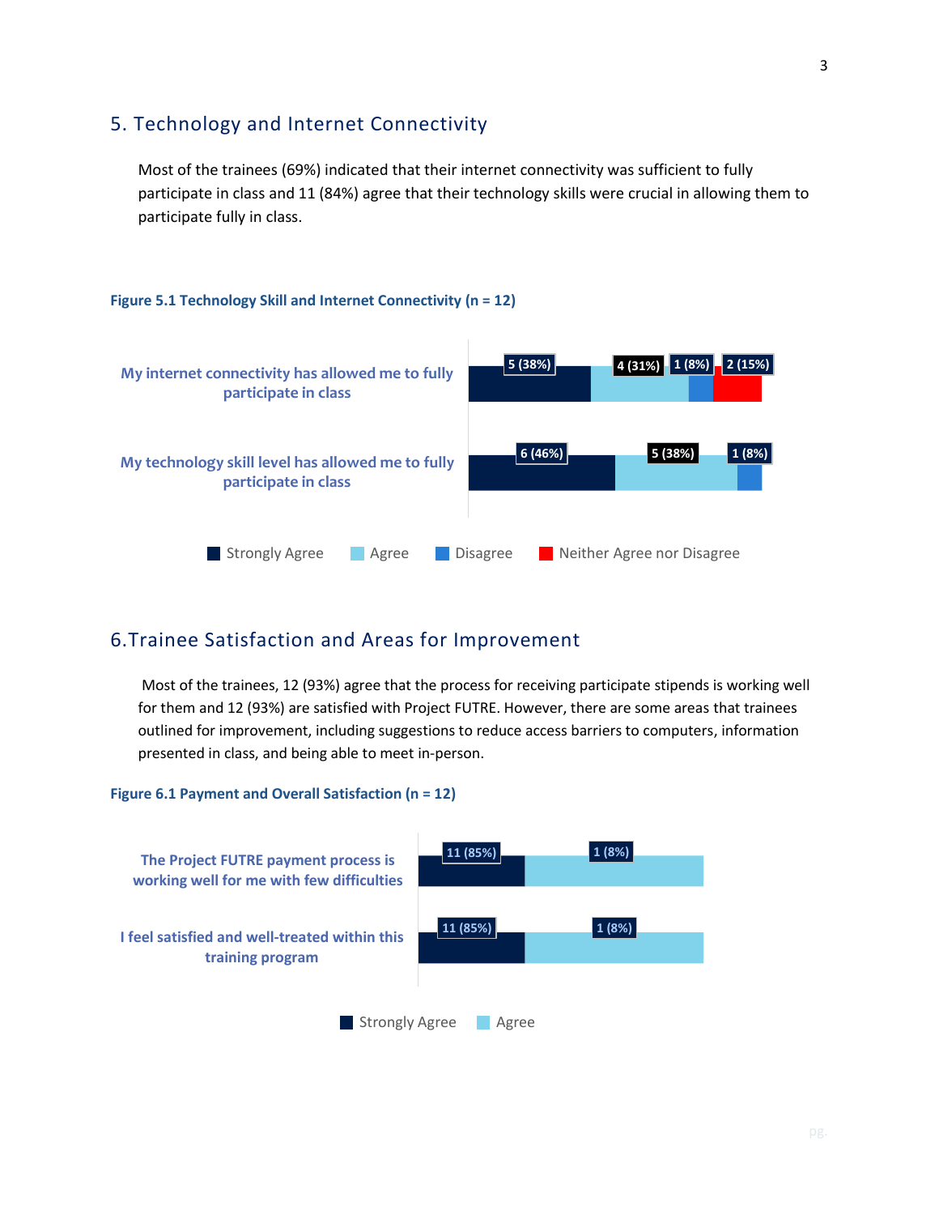## 5. Technology and Internet Connectivity

Most of the trainees (69%) indicated that their internet connectivity was sufficient to fully participate in class and 11 (84%) agree that their technology skills were crucial in allowing them to participate fully in class.

**Figure 5.1 Technology Skill and Internet Connectivity (n = 12)**

| | Strongly Agree | Agree | Disagree | Neither Agree nor Disagree |
|---|---|---|---|---|
| My internet connectivity has allowed me to fully participate in class | 5 (38%) | 4 (31%) | 1 (8%) | 2 (15%) |
| My technology skill level has allowed me to fully participate in class | 6 (46%) | 5 (38%) | 1 (8%) | |

## 6.Trainee Satisfaction and Areas for Improvement

Most of the trainees, 12 (93%) agree that the process for receiving participate stipends is working well for them and 12 (93%) are satisfied with Project FUTRE. However, there are some areas that trainees outlined for improvement, including suggestions to reduce access barriers to computers, information presented in class, and being able to meet in-person.

**Figure 6.1 Payment and Overall Satisfaction (n = 12)**

| | Strongly Agree | Agree |
|---|---|---|
| The Project FUTRE payment process is working well for me with few difficulties | 11 (85%) | 1 (8%) |
| I feel satisfied and well-treated within this training program | 11 (85%) | 1 (8%) |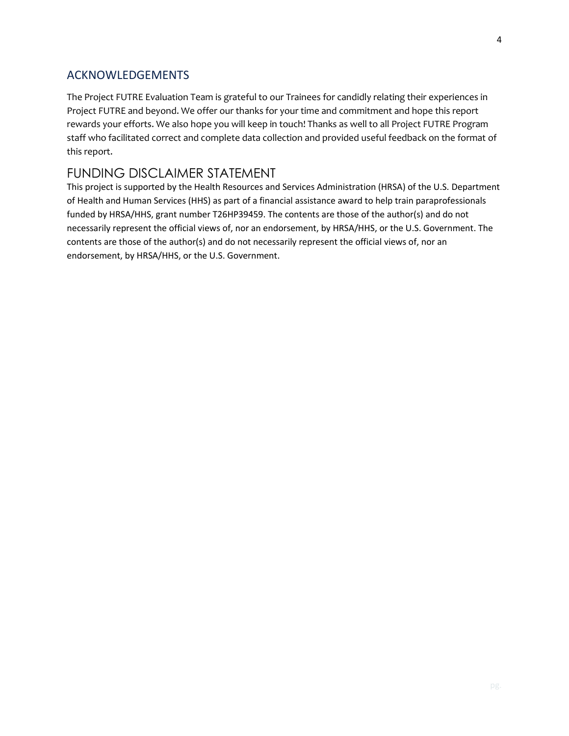## ACKNOWLEDGEMENTS

The Project FUTRE Evaluation Team is grateful to our Trainees for candidly relating their experiences in Project FUTRE and beyond. We offer our thanks for your time and commitment and hope this report rewards your efforts. We also hope you will keep in touch! Thanks as well to all Project FUTRE Program staff who facilitated correct and complete data collection and provided useful feedback on the format of this report.

## FUNDING DISCLAIMER STATEMENT

This project is supported by the Health Resources and Services Administration (HRSA) of the U.S. Department of Health and Human Services (HHS) as part of a financial assistance award to help train paraprofessionals funded by HRSA/HHS, grant number T26HP39459. The contents are those of the author(s) and do not necessarily represent the official views of, nor an endorsement, by HRSA/HHS, or the U.S. Government. The contents are those of the author(s) and do not necessarily represent the official views of, nor an endorsement, by HRSA/HHS, or the U.S. Government.